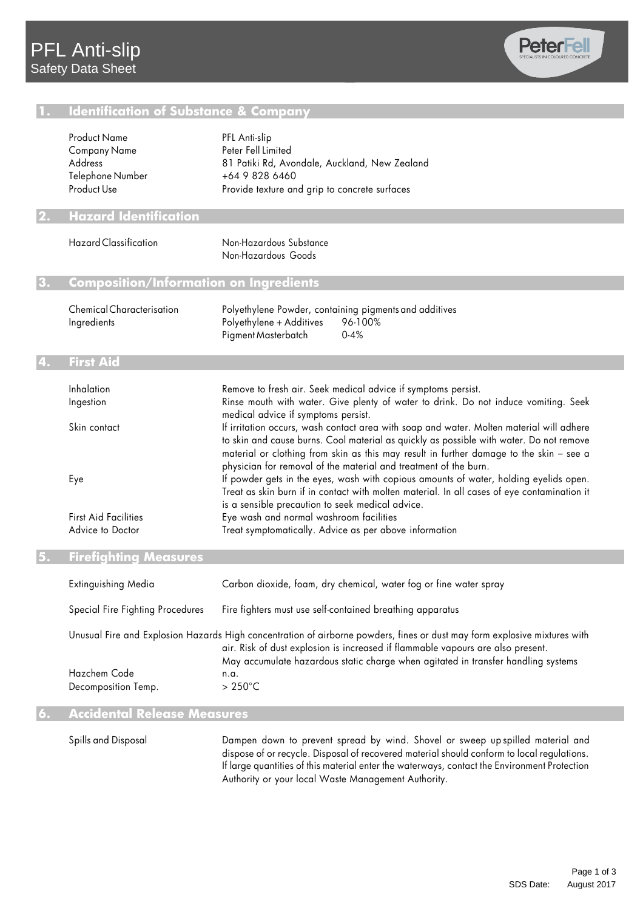# PFL Anti-slip

Safety Data Sheet

## 1. Identification of Substance & Company

| | |
|---|---|
| Product Name | PFL Anti-slip |
| Company Name | Peter Fell Limited |
| Address | 81 Patiki Rd, Avondale, Auckland, New Zealand |
| Telephone Number | +64 9 828 6460 |
| Product Use | Provide texture and grip to concrete surfaces |

## 2. Hazard Identification

| | |
|---|---|
| Hazard Classification | Non-Hazardous Substance<br>Non-Hazardous Goods |

## 3. Composition/Information on Ingredients

| | | |
|---|---|---|
| Chemical Characterisation | Polyethylene Powder, containing pigments and additives | |
| Ingredients | Polyethylene + Additives | 96-100% |
| | Pigment Masterbatch | 0-4% |

## 4. First Aid

| | |
|---|---|
| Inhalation | Remove to fresh air. Seek medical advice if symptoms persist. |
| Ingestion | Rinse mouth with water. Give plenty of water to drink. Do not induce vomiting. Seek medical advice if symptoms persist. |
| Skin contact | If irritation occurs, wash contact area with soap and water. Molten material will adhere to skin and cause burns. Cool material as quickly as possible with water. Do not remove material or clothing from skin as this may result in further damage to the skin – see a physician for removal of the material and treatment of the burn. |
| Eye | If powder gets in the eyes, wash with copious amounts of water, holding eyelids open. Treat as skin burn if in contact with molten material. In all cases of eye contamination it is a sensible precaution to seek medical advice. |
| First Aid Facilities | Eye wash and normal washroom facilities |
| Advice to Doctor | Treat symptomatically. Advice as per above information |

## 5. Firefighting Measures

| | |
|---|---|
| Extinguishing Media | Carbon dioxide, foam, dry chemical, water fog or fine water spray |
| Special Fire Fighting Procedures | Fire fighters must use self-contained breathing apparatus |
| Unusual Fire and Explosion Hazards | High concentration of airborne powders, fines or dust may form explosive mixtures with air. Risk of dust explosion is increased if flammable vapours are also present. May accumulate hazardous static charge when agitated in transfer handling systems |
| Hazchem Code | n.a. |
| Decomposition Temp. | > 250°C |

## 6. Accidental Release Measures

| | |
|---|---|
| Spills and Disposal | Dampen down to prevent spread by wind. Shovel or sweep up spilled material and dispose of or recycle. Disposal of recovered material should conform to local regulations. If large quantities of this material enter the waterways, contact the Environment Protection Authority or your local Waste Management Authority. |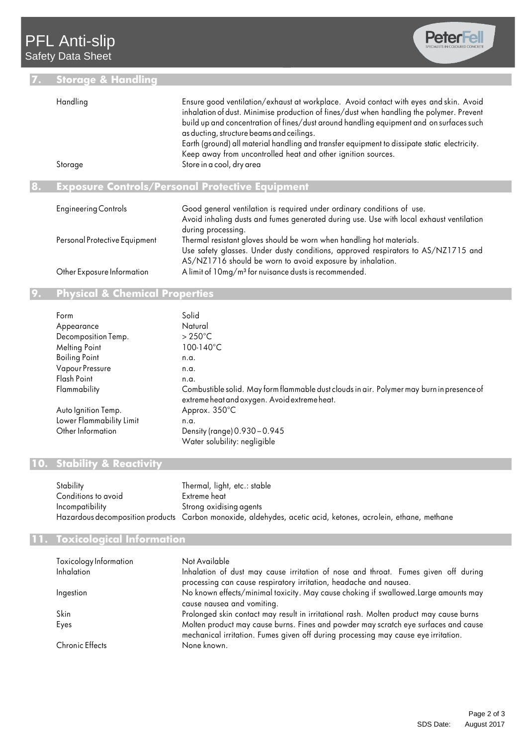## 7. Storage & Handling

| | |
|---|---|
| Handling | Ensure good ventilation/exhaust at workplace. Avoid contact with eyes and skin. Avoid inhalation of dust. Minimise production of fines/dust when handling the polymer. Prevent build up and concentration of fines/dust around handling equipment and on surfaces such as ducting, structure beams and ceilings. Earth (ground) all material handling and transfer equipment to dissipate static electricity. Keep away from uncontrolled heat and other ignition sources. |
| Storage | Store in a cool, dry area |

## 8. Exposure Controls/Personal Protective Equipment

| | |
|---|---|
| Engineering Controls | Good general ventilation is required under ordinary conditions of use. Avoid inhaling dusts and fumes generated during use. Use with local exhaust ventilation during processing. |
| Personal Protective Equipment | Thermal resistant gloves should be worn when handling hot materials. Use safety glasses. Under dusty conditions, approved respirators to AS/NZ1715 and AS/NZ1716 should be worn to avoid exposure by inhalation. |
| Other Exposure Information | A limit of 10mg/m³ for nuisance dusts is recommended. |

## 9. Physical & Chemical Properties

| | |
|---|---|
| Form | Solid |
| Appearance | Natural |
| Decomposition Temp. | > 250°C |
| Melting Point | 100-140°C |
| Boiling Point | n.a. |
| Vapour Pressure | n.a. |
| Flash Point | n.a. |
| Flammability | Combustible solid. May form flammable dust clouds in air. Polymer may burn in presence of extreme heat and oxygen. Avoid extreme heat. |
| Auto Ignition Temp. | Approx. 350°C |
| Lower Flammability Limit | n.a. |
| Other Information | Density (range) 0.930 – 0.945<br>Water solubility: negligible |

## 10. Stability & Reactivity

| | |
|---|---|
| Stability | Thermal, light, etc.: stable |
| Conditions to avoid | Extreme heat |
| Incompatibility | Strong oxidising agents |
| Hazardous decomposition products | Carbon monoxide, aldehydes, acetic acid, ketones, acrolein, ethane, methane |

## 11. Toxicological Information

| | |
|---|---|
| Toxicology Information | Not Available |
| Inhalation | Inhalation of dust may cause irritation of nose and throat. Fumes given off during processing can cause respiratory irritation, headache and nausea. |
| Ingestion | No known effects/minimal toxicity. May cause choking if swallowed.Large amounts may cause nausea and vomiting. |
| Skin | Prolonged skin contact may result in irritational rash. Molten product may cause burns |
| Eyes | Molten product may cause burns. Fines and powder may scratch eye surfaces and cause mechanical irritation. Fumes given off during processing may cause eye irritation. |
| Chronic Effects | None known. |

SDS Date: August 2017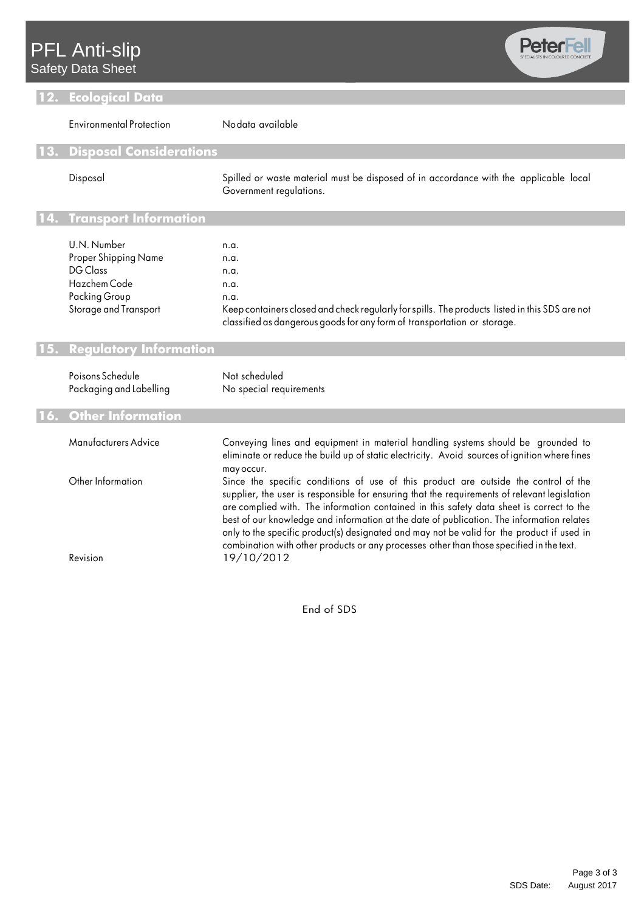## 12. Ecological Data

| | |
|---|---|
| Environmental Protection | No data available |

## 13. Disposal Considerations

| | |
|---|---|
| Disposal | Spilled or waste material must be disposed of in accordance with the applicable local Government regulations. |

## 14. Transport Information

| | |
|---|---|
| U.N. Number | n.a. |
| Proper Shipping Name | n.a. |
| DG Class | n.a. |
| Hazchem Code | n.a. |
| Packing Group | n.a. |
| Storage and Transport | Keep containers closed and check regularly for spills. The products listed in this SDS are not classified as dangerous goods for any form of transportation or storage. |

## 15. Regulatory Information

| | |
|---|---|
| Poisons Schedule | Not scheduled |
| Packaging and Labelling | No special requirements |

## 16. Other Information

| | |
|---|---|
| Manufacturers Advice | Conveying lines and equipment in material handling systems should be grounded to eliminate or reduce the build up of static electricity. Avoid sources of ignition where fines may occur. |
| Other Information | Since the specific conditions of use of this product are outside the control of the supplier, the user is responsible for ensuring that the requirements of relevant legislation are complied with. The information contained in this safety data sheet is correct to the best of our knowledge and information at the date of publication. The information relates only to the specific product(s) designated and may not be valid for the product if used in combination with other products or any processes other than those specified in the text. |
| Revision | 19/10/2012 |

End of SDS

SDS Date: August 2017